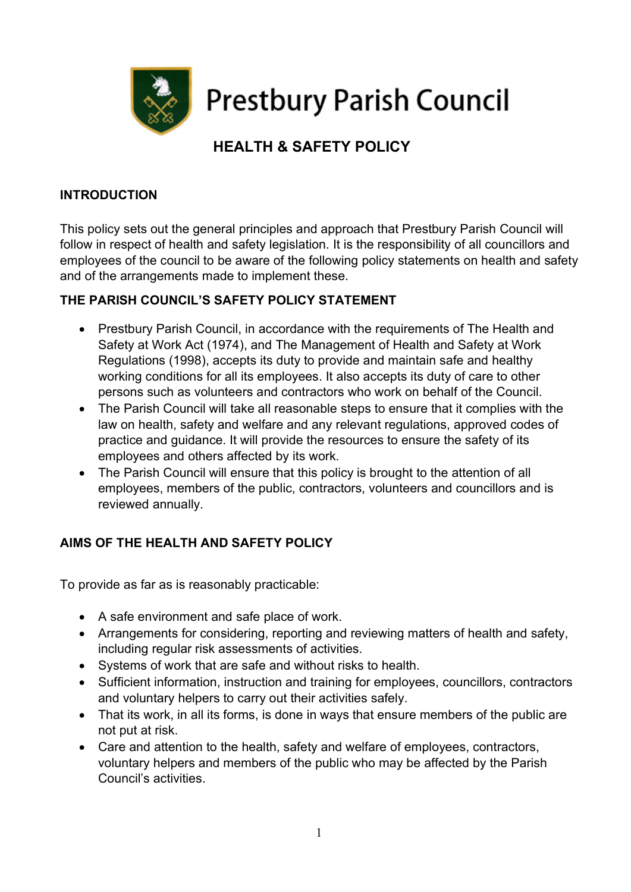# Prestbury Parish Council

## HEALTH & SAFETY POLICY

### INTRODUCTION

This policy sets out the general principles and approach that Prestbury Parish Council will follow in respect of health and safety legislation. It is the responsibility of all councillors and employees of the council to be aware of the following policy statements on health and safety and of the arrangements made to implement these.

### THE PARISH COUNCIL'S SAFETY POLICY STATEMENT

- Prestbury Parish Council, in accordance with the requirements of The Health and Safety at Work Act (1974), and The Management of Health and Safety at Work Regulations (1998), accepts its duty to provide and maintain safe and healthy working conditions for all its employees. It also accepts its duty of care to other persons such as volunteers and contractors who work on behalf of the Council.
- The Parish Council will take all reasonable steps to ensure that it complies with the law on health, safety and welfare and any relevant regulations, approved codes of practice and guidance. It will provide the resources to ensure the safety of its employees and others affected by its work.
- The Parish Council will ensure that this policy is brought to the attention of all employees, members of the public, contractors, volunteers and councillors and is reviewed annually.

### AIMS OF THE HEALTH AND SAFETY POLICY

To provide as far as is reasonably practicable:

- A safe environment and safe place of work.
- Arrangements for considering, reporting and reviewing matters of health and safety, including regular risk assessments of activities.
- Systems of work that are safe and without risks to health.
- Sufficient information, instruction and training for employees, councillors, contractors and voluntary helpers to carry out their activities safely.
- That its work, in all its forms, is done in ways that ensure members of the public are not put at risk.
- Care and attention to the health, safety and welfare of employees, contractors, voluntary helpers and members of the public who may be affected by the Parish Council's activities.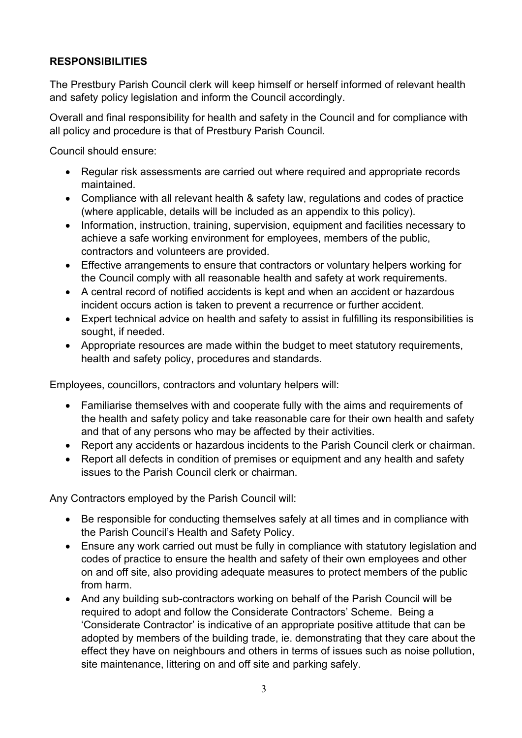**RESPONSIBILITIES**

The Prestbury Parish Council clerk will keep himself or herself informed of relevant health and safety policy legislation and inform the Council accordingly.

Overall and final responsibility for health and safety in the Council and for compliance with all policy and procedure is that of Prestbury Parish Council.

Council should ensure:

- Regular risk assessments are carried out where required and appropriate records maintained.
- Compliance with all relevant health & safety law, regulations and codes of practice (where applicable, details will be included as an appendix to this policy).
- Information, instruction, training, supervision, equipment and facilities necessary to achieve a safe working environment for employees, members of the public, contractors and volunteers are provided.
- Effective arrangements to ensure that contractors or voluntary helpers working for the Council comply with all reasonable health and safety at work requirements.
- A central record of notified accidents is kept and when an accident or hazardous incident occurs action is taken to prevent a recurrence or further accident.
- Expert technical advice on health and safety to assist in fulfilling its responsibilities is sought, if needed.
- Appropriate resources are made within the budget to meet statutory requirements, health and safety policy, procedures and standards.

Employees, councillors, contractors and voluntary helpers will:

- Familiarise themselves with and cooperate fully with the aims and requirements of the health and safety policy and take reasonable care for their own health and safety and that of any persons who may be affected by their activities.
- Report any accidents or hazardous incidents to the Parish Council clerk or chairman.
- Report all defects in condition of premises or equipment and any health and safety issues to the Parish Council clerk or chairman.

Any Contractors employed by the Parish Council will:

- Be responsible for conducting themselves safely at all times and in compliance with the Parish Council's Health and Safety Policy.
- Ensure any work carried out must be fully in compliance with statutory legislation and codes of practice to ensure the health and safety of their own employees and other on and off site, also providing adequate measures to protect members of the public from harm.
- And any building sub-contractors working on behalf of the Parish Council will be required to adopt and follow the Considerate Contractors' Scheme. Being a 'Considerate Contractor' is indicative of an appropriate positive attitude that can be adopted by members of the building trade, ie. demonstrating that they care about the effect they have on neighbours and others in terms of issues such as noise pollution, site maintenance, littering on and off site and parking safely.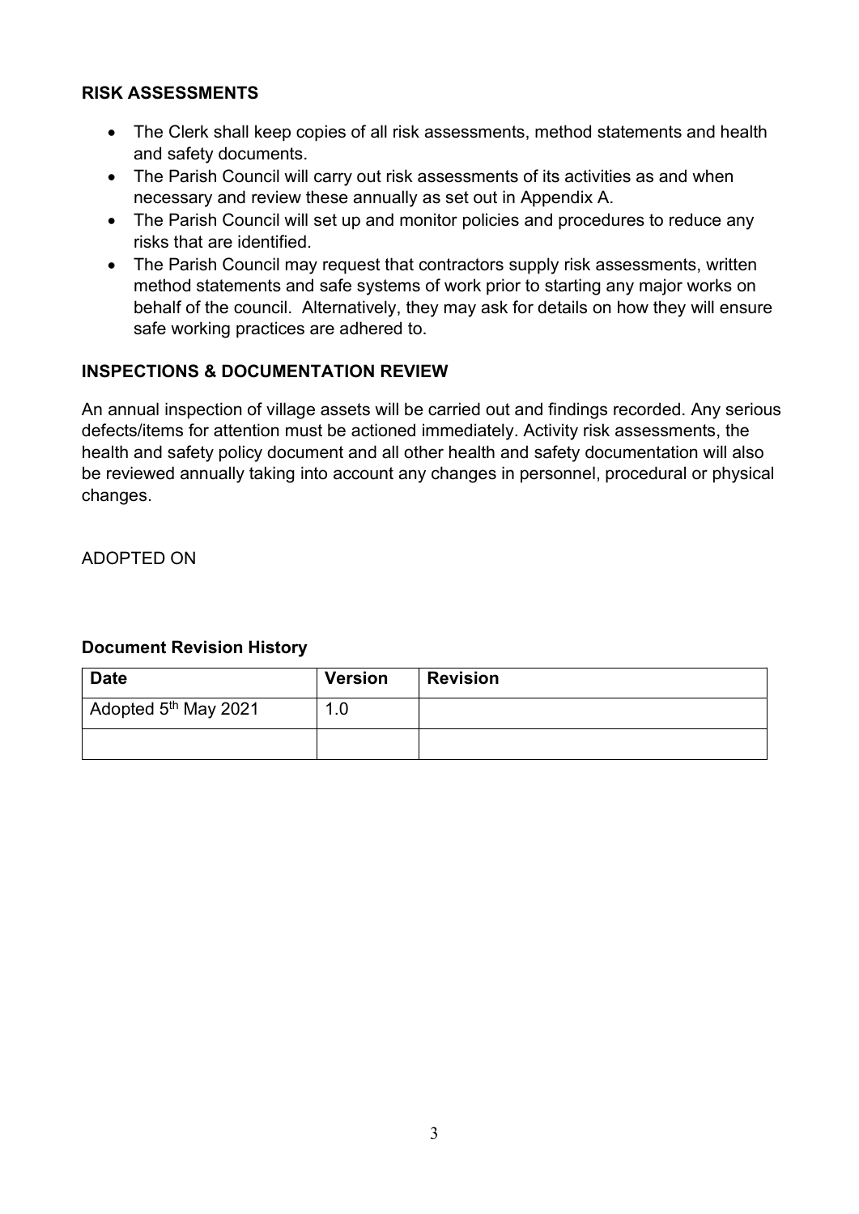## RISK ASSESSMENTS

- The Clerk shall keep copies of all risk assessments, method statements and health and safety documents.
- The Parish Council will carry out risk assessments of its activities as and when necessary and review these annually as set out in Appendix A.
- The Parish Council will set up and monitor policies and procedures to reduce any risks that are identified.
- The Parish Council may request that contractors supply risk assessments, written method statements and safe systems of work prior to starting any major works on behalf of the council. Alternatively, they may ask for details on how they will ensure safe working practices are adhered to.

## INSPECTIONS & DOCUMENTATION REVIEW

An annual inspection of village assets will be carried out and findings recorded. Any serious defects/items for attention must be actioned immediately. Activity risk assessments, the health and safety policy document and all other health and safety documentation will also be reviewed annually taking into account any changes in personnel, procedural or physical changes.

ADOPTED ON

### Document Revision History

| Date | Version | Revision |
|---|---|---|
| Adopted 5th May 2021 | 1.0 | |
| | | |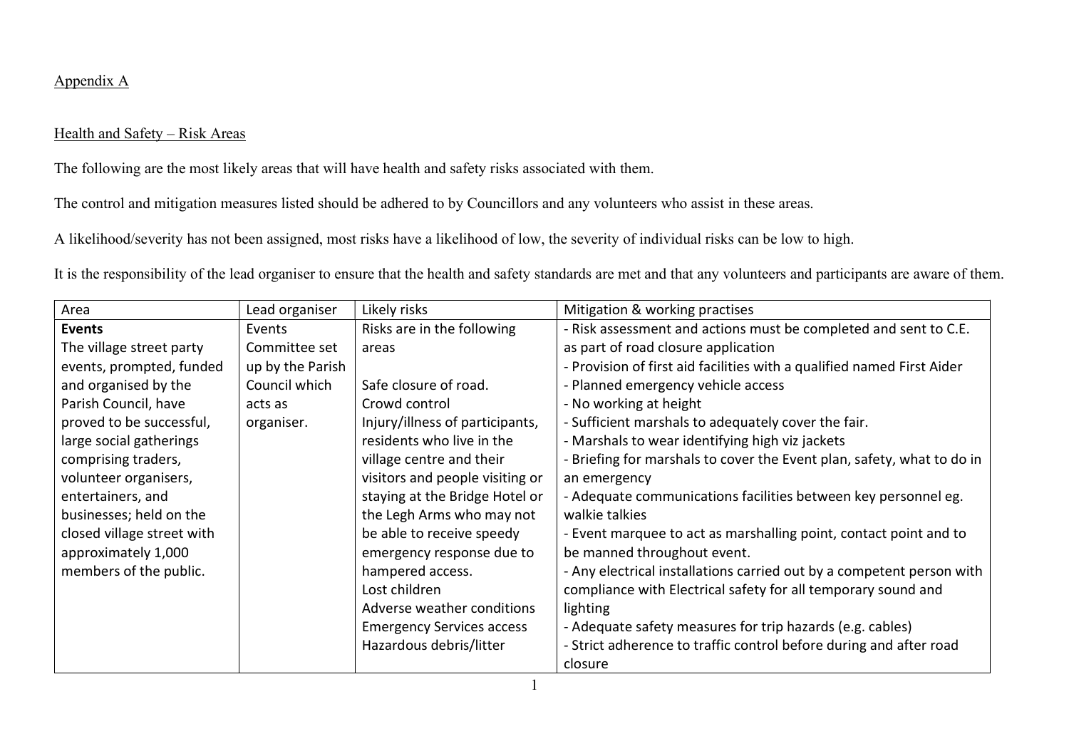Appendix A

Health and Safety – Risk Areas

The following are the most likely areas that will have health and safety risks associated with them.

The control and mitigation measures listed should be adhered to by Councillors and any volunteers who assist in these areas.

A likelihood/severity has not been assigned, most risks have a likelihood of low, the severity of individual risks can be low to high.

It is the responsibility of the lead organiser to ensure that the health and safety standards are met and that any volunteers and participants are aware of them.

| Area | Lead organiser | Likely risks | Mitigation & working practises |
|---|---|---|---|
| **Events**<br>The village street party events, prompted, funded and organised by the Parish Council, have proved to be successful, large social gatherings comprising traders, volunteer organisers, entertainers, and businesses; held on the closed village street with approximately 1,000 members of the public. | Events Committee set up by the Parish Council which acts as organiser. | Risks are in the following areas<br><br>Safe closure of road.<br>Crowd control<br>Injury/illness of participants, residents who live in the village centre and their visitors and people visiting or staying at the Bridge Hotel or the Legh Arms who may not be able to receive speedy emergency response due to hampered access.<br>Lost children<br>Adverse weather conditions<br>Emergency Services access<br>Hazardous debris/litter | - Risk assessment and actions must be completed and sent to C.E. as part of road closure application<br>- Provision of first aid facilities with a qualified named First Aider<br>- Planned emergency vehicle access<br>- No working at height<br>- Sufficient marshals to adequately cover the fair.<br>- Marshals to wear identifying high viz jackets<br>- Briefing for marshals to cover the Event plan, safety, what to do in an emergency<br>- Adequate communications facilities between key personnel eg. walkie talkies<br>- Event marquee to act as marshalling point, contact point and to be manned throughout event.<br>- Any electrical installations carried out by a competent person with compliance with Electrical safety for all temporary sound and lighting<br>- Adequate safety measures for trip hazards (e.g. cables)<br>- Strict adherence to traffic control before during and after road closure |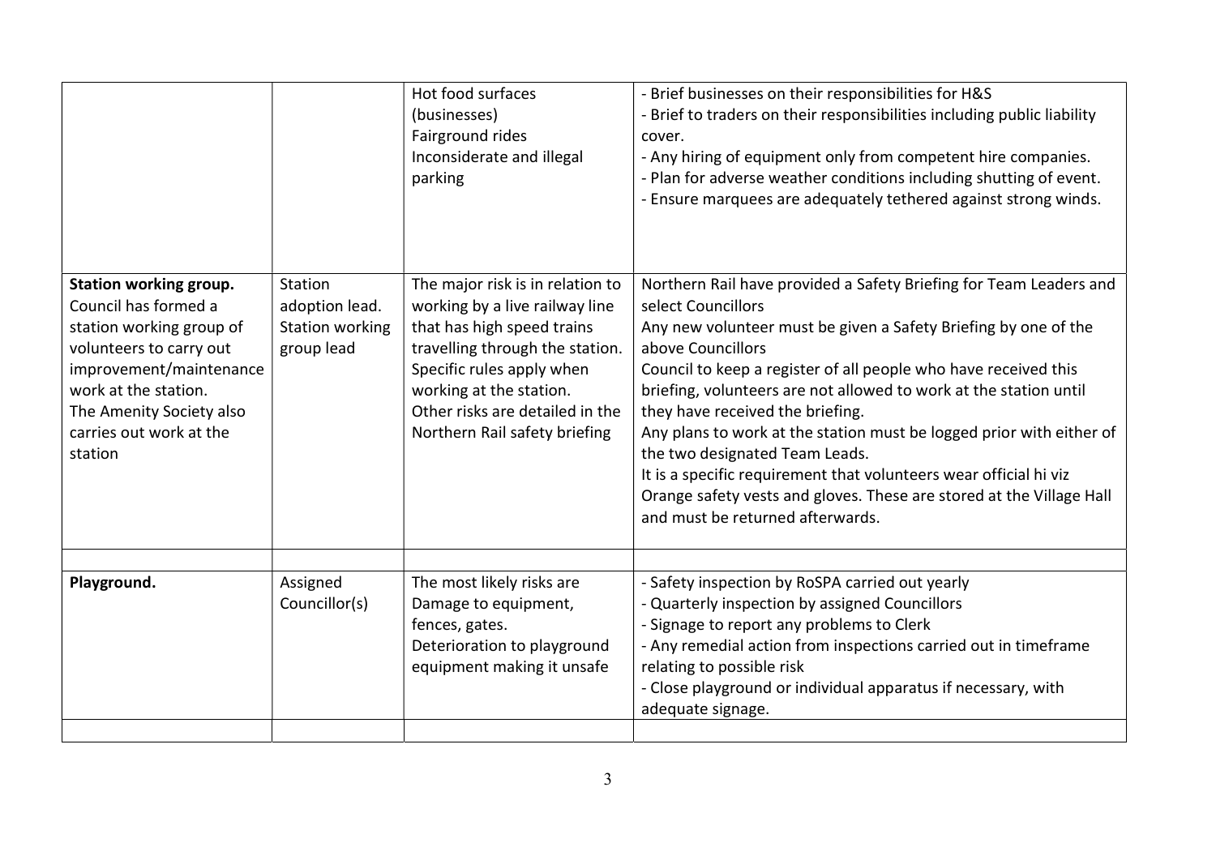| | | | |
|---|---|---|---|
| | | Hot food surfaces (businesses)<br>Fairground rides<br>Inconsiderate and illegal parking | - Brief businesses on their responsibilities for H&S<br>- Brief to traders on their responsibilities including public liability cover.<br>- Any hiring of equipment only from competent hire companies.<br>- Plan for adverse weather conditions including shutting of event.<br>- Ensure marquees are adequately tethered against strong winds. |
| **Station working group.**<br>Council has formed a station working group of volunteers to carry out improvement/maintenance work at the station.<br>The Amenity Society also carries out work at the station | Station adoption lead.<br>Station working group lead | The major risk is in relation to working by a live railway line that has high speed trains travelling through the station.<br>Specific rules apply when working at the station.<br>Other risks are detailed in the Northern Rail safety briefing | Northern Rail have provided a Safety Briefing for Team Leaders and select Councillors<br>Any new volunteer must be given a Safety Briefing by one of the above Councillors<br>Council to keep a register of all people who have received this briefing, volunteers are not allowed to work at the station until they have received the briefing.<br>Any plans to work at the station must be logged prior with either of the two designated Team Leads.<br>It is a specific requirement that volunteers wear official hi viz Orange safety vests and gloves. These are stored at the Village Hall and must be returned afterwards. |
| | | | |
| **Playground.** | Assigned Councillor(s) | The most likely risks are Damage to equipment, fences, gates.<br>Deterioration to playground equipment making it unsafe | - Safety inspection by RoSPA carried out yearly<br>- Quarterly inspection by assigned Councillors<br>- Signage to report any problems to Clerk<br>- Any remedial action from inspections carried out in timeframe relating to possible risk<br>- Close playground or individual apparatus if necessary, with adequate signage. |
| | | | |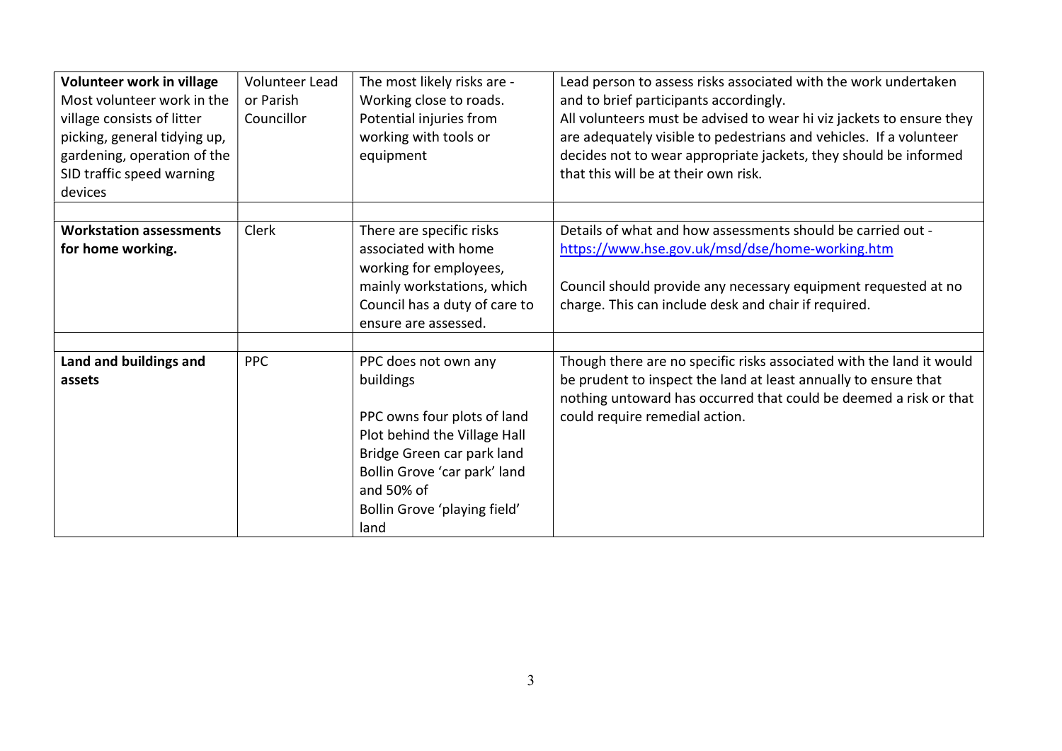| | | | |
|---|---|---|---|
| **Volunteer work in village** Most volunteer work in the village consists of litter picking, general tidying up, gardening, operation of the SID traffic speed warning devices | Volunteer Lead or Parish Councillor | The most likely risks are - Working close to roads. Potential injuries from working with tools or equipment | Lead person to assess risks associated with the work undertaken and to brief participants accordingly. All volunteers must be advised to wear hi viz jackets to ensure they are adequately visible to pedestrians and vehicles. If a volunteer decides not to wear appropriate jackets, they should be informed that this will be at their own risk. |
| | | | |
| **Workstation assessments for home working.** | Clerk | There are specific risks associated with home working for employees, mainly workstations, which Council has a duty of care to ensure are assessed. | Details of what and how assessments should be carried out - https://www.hse.gov.uk/msd/dse/home-working.htm<br><br>Council should provide any necessary equipment requested at no charge. This can include desk and chair if required. |
| | | | |
| **Land and buildings and assets** | PPC | PPC does not own any buildings<br><br>PPC owns four plots of land<br>Plot behind the Village Hall<br>Bridge Green car park land<br>Bollin Grove 'car park' land and 50% of<br>Bollin Grove 'playing field' land | Though there are no specific risks associated with the land it would be prudent to inspect the land at least annually to ensure that nothing untoward has occurred that could be deemed a risk or that could require remedial action. |